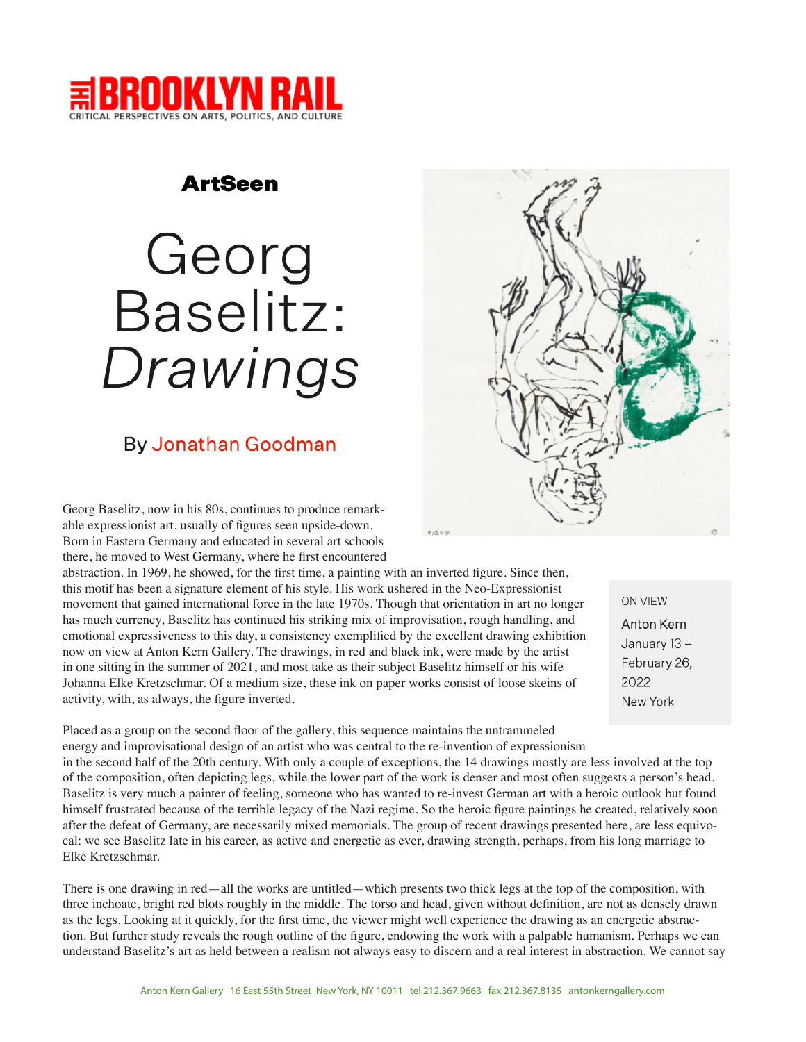THE BROOKLYN RAIL
CRITICAL PERSPECTIVES ON ARTS, POLITICS, AND CULTURE

ArtSeen

# Georg Baselitz: *Drawings*

By Jonathan Goodman

ON VIEW
Anton Kern
January 13 – February 26, 2022
New York

Georg Baselitz, now in his 80s, continues to produce remarkable expressionist art, usually of figures seen upside-down. Born in Eastern Germany and educated in several art schools there, he moved to West Germany, where he first encountered abstraction. In 1969, he showed, for the first time, a painting with an inverted figure. Since then, this motif has been a signature element of his style. His work ushered in the Neo-Expressionist movement that gained international force in the late 1970s. Though that orientation in art no longer has much currency, Baselitz has continued his striking mix of improvisation, rough handling, and emotional expressiveness to this day, a consistency exemplified by the excellent drawing exhibition now on view at Anton Kern Gallery. The drawings, in red and black ink, were made by the artist in one sitting in the summer of 2021, and most take as their subject Baselitz himself or his wife Johanna Elke Kretzschmar. Of a medium size, these ink on paper works consist of loose skeins of activity, with, as always, the figure inverted.

Placed as a group on the second floor of the gallery, this sequence maintains the untrammeled energy and improvisational design of an artist who was central to the re-invention of expressionism in the second half of the 20th century. With only a couple of exceptions, the 14 drawings mostly are less involved at the top of the composition, often depicting legs, while the lower part of the work is denser and most often suggests a person's head. Baselitz is very much a painter of feeling, someone who has wanted to re-invest German art with a heroic outlook but found himself frustrated because of the terrible legacy of the Nazi regime. So the heroic figure paintings he created, relatively soon after the defeat of Germany, are necessarily mixed memorials. The group of recent drawings presented here, are less equivocal: we see Baselitz late in his career, as active and energetic as ever, drawing strength, perhaps, from his long marriage to Elke Kretzschmar.

There is one drawing in red—all the works are untitled—which presents two thick legs at the top of the composition, with three inchoate, bright red blots roughly in the middle. The torso and head, given without definition, are not as densely drawn as the legs. Looking at it quickly, for the first time, the viewer might well experience the drawing as an energetic abstraction. But further study reveals the rough outline of the figure, endowing the work with a palpable humanism. Perhaps we can understand Baselitz's art as held between a realism not always easy to discern and a real interest in abstraction. We cannot say

Anton Kern Gallery 16 East 55th Street New York, NY 10011 tel 212.367.9663 fax 212.367.8135 antonkerngallery.com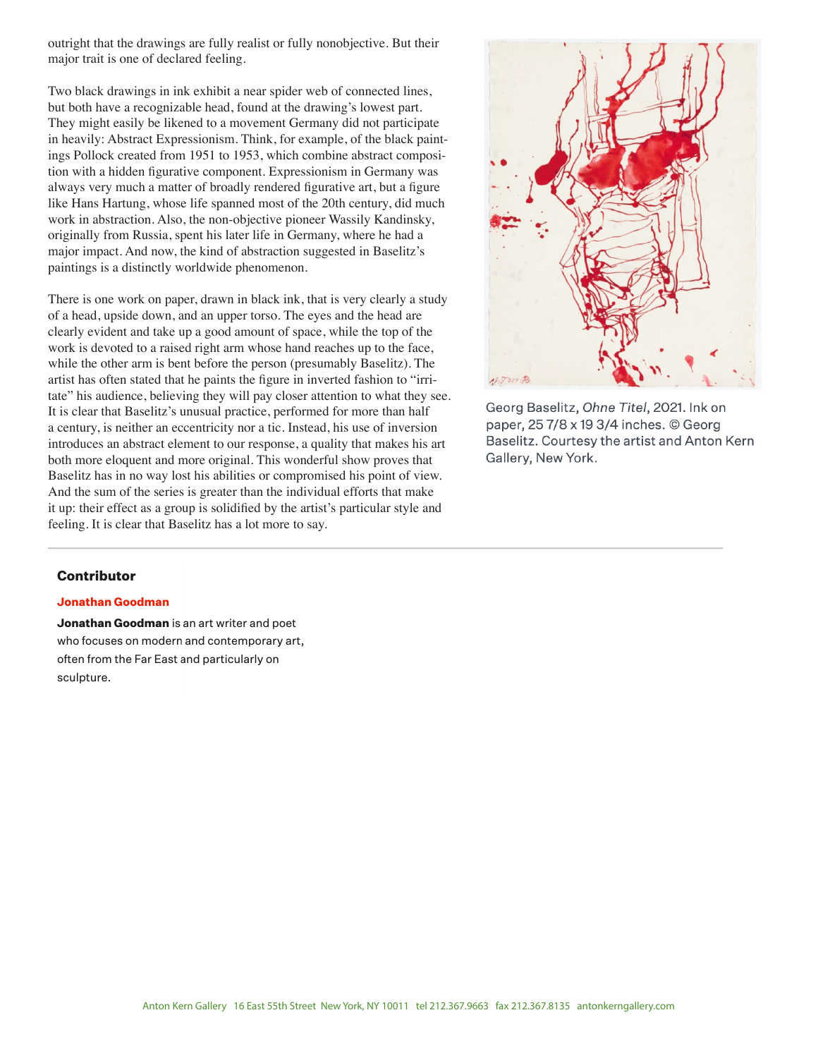outright that the drawings are fully realist or fully nonobjective. But their major trait is one of declared feeling.

Two black drawings in ink exhibit a near spider web of connected lines, but both have a recognizable head, found at the drawing's lowest part. They might easily be likened to a movement Germany did not participate in heavily: Abstract Expressionism. Think, for example, of the black paintings Pollock created from 1951 to 1953, which combine abstract composition with a hidden figurative component. Expressionism in Germany was always very much a matter of broadly rendered figurative art, but a figure like Hans Hartung, whose life spanned most of the 20th century, did much work in abstraction. Also, the non-objective pioneer Wassily Kandinsky, originally from Russia, spent his later life in Germany, where he had a major impact. And now, the kind of abstraction suggested in Baselitz's paintings is a distinctly worldwide phenomenon.

There is one work on paper, drawn in black ink, that is very clearly a study of a head, upside down, and an upper torso. The eyes and the head are clearly evident and take up a good amount of space, while the top of the work is devoted to a raised right arm whose hand reaches up to the face, while the other arm is bent before the person (presumably Baselitz). The artist has often stated that he paints the figure in inverted fashion to "irritate" his audience, believing they will pay closer attention to what they see. It is clear that Baselitz's unusual practice, performed for more than half a century, is neither an eccentricity nor a tic. Instead, his use of inversion introduces an abstract element to our response, a quality that makes his art both more eloquent and more original. This wonderful show proves that Baselitz has in no way lost his abilities or compromised his point of view. And the sum of the series is greater than the individual efforts that make it up: their effect as a group is solidified by the artist's particular style and feeling. It is clear that Baselitz has a lot more to say.

Georg Baselitz, *Ohne Titel*, 2021. Ink on paper, 25 7/8 x 19 3/4 inches. © Georg Baselitz. Courtesy the artist and Anton Kern Gallery, New York.

### Contributor

**Jonathan Goodman**

**Jonathan Goodman** is an art writer and poet who focuses on modern and contemporary art, often from the Far East and particularly on sculpture.